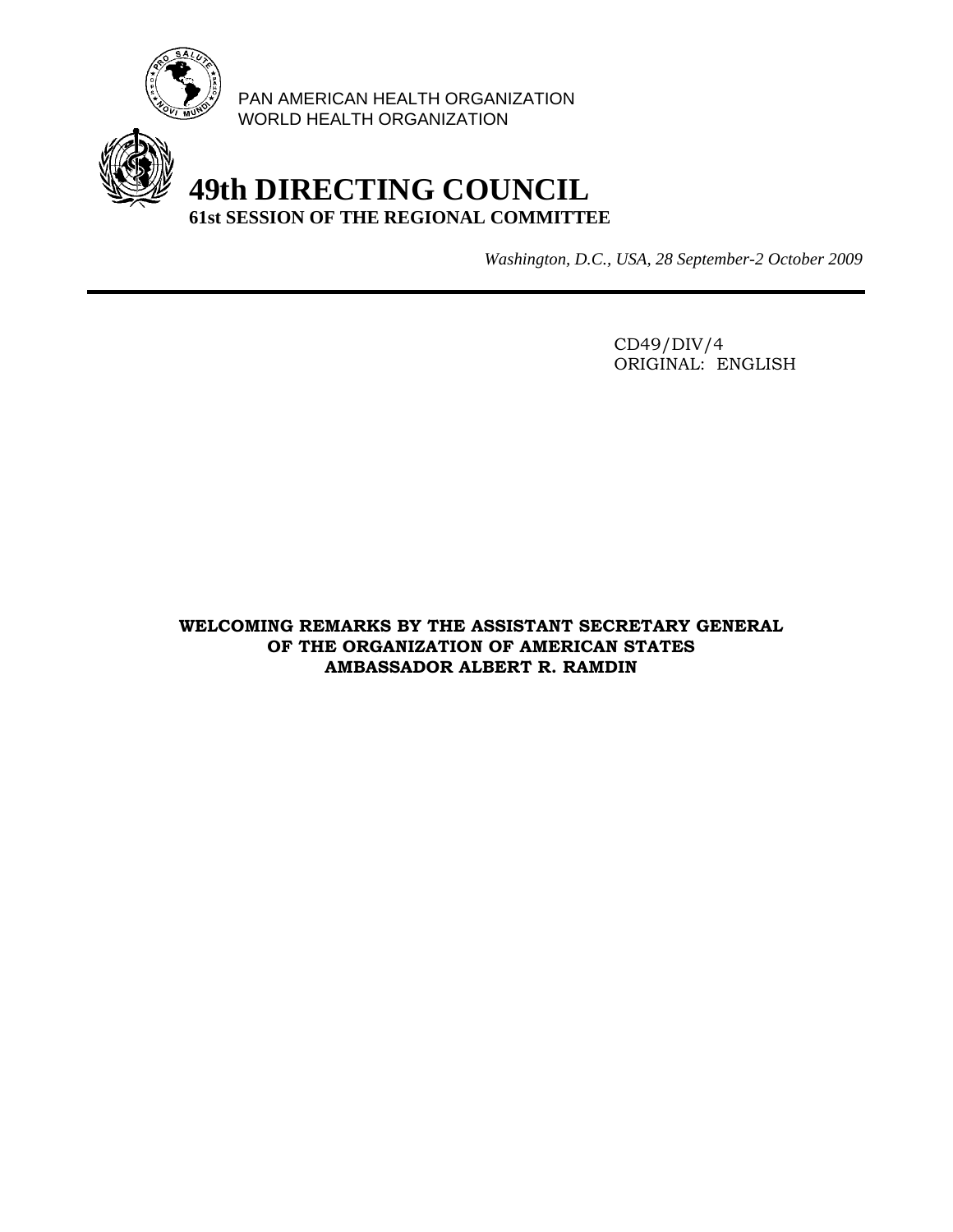PAN AMERICAN HEALTH ORGANIZATION
WORLD HEALTH ORGANIZATION

# 49th DIRECTING COUNCIL
**61st SESSION OF THE REGIONAL COMMITTEE**

*Washington, D.C., USA, 28 September-2 October 2009*

CD49/DIV/4
ORIGINAL: ENGLISH

**WELCOMING REMARKS BY THE ASSISTANT SECRETARY GENERAL OF THE ORGANIZATION OF AMERICAN STATES AMBASSADOR ALBERT R. RAMDIN**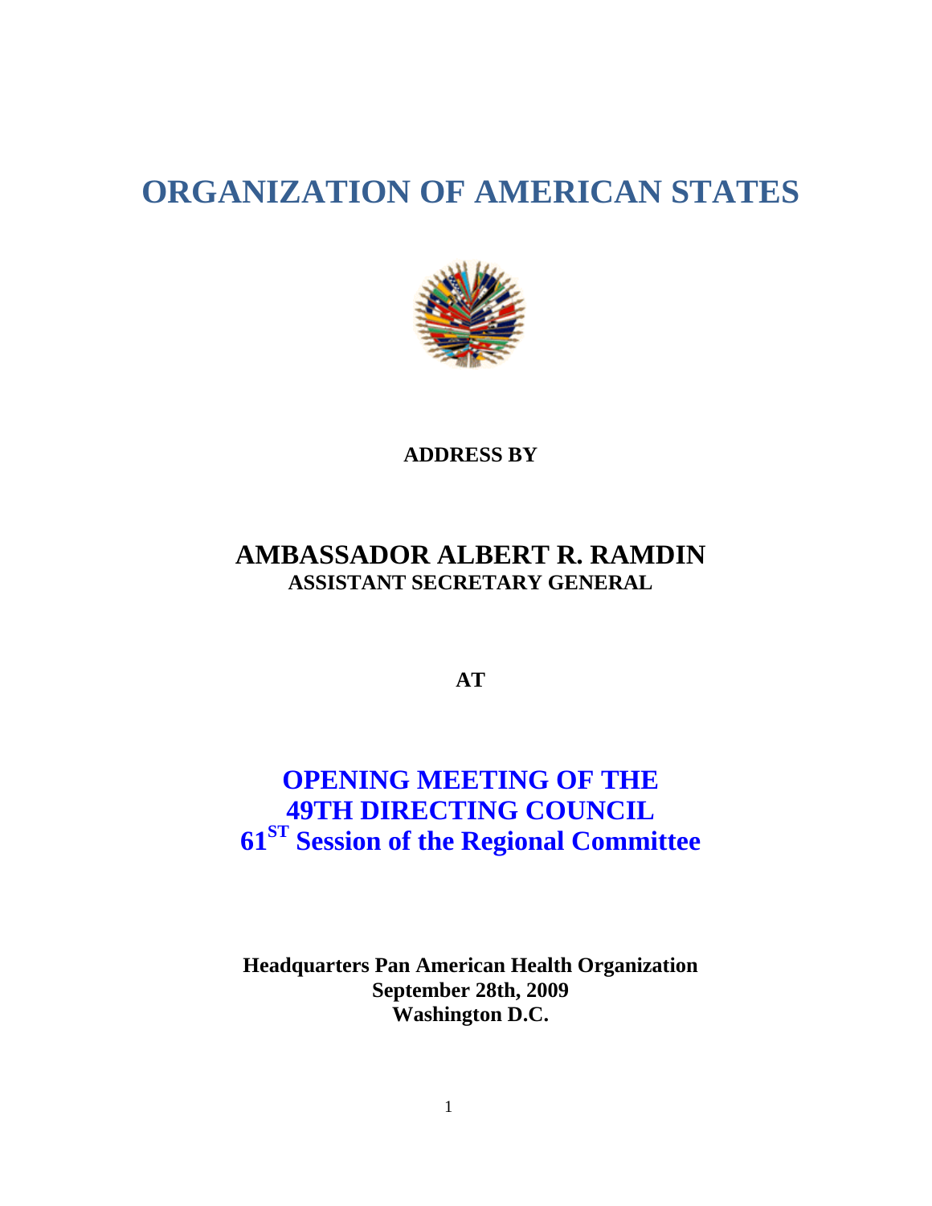# ORGANIZATION OF AMERICAN STATES

**ADDRESS BY**

## AMBASSADOR ALBERT R. RAMDIN

**ASSISTANT SECRETARY GENERAL**

**AT**

## OPENING MEETING OF THE 49TH DIRECTING COUNCIL 61ST Session of the Regional Committee

**Headquarters Pan American Health Organization**
**September 28th, 2009**
**Washington D.C.**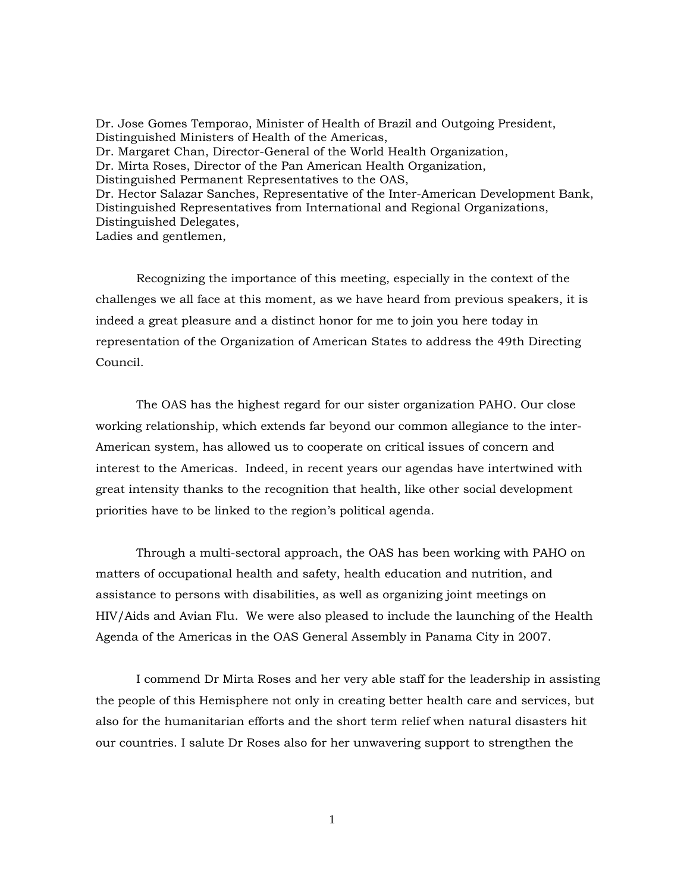Dr. Jose Gomes Temporao, Minister of Health of Brazil and Outgoing President,
Distinguished Ministers of Health of the Americas,
Dr. Margaret Chan, Director-General of the World Health Organization,
Dr. Mirta Roses, Director of the Pan American Health Organization,
Distinguished Permanent Representatives to the OAS,
Dr. Hector Salazar Sanches, Representative of the Inter-American Development Bank,
Distinguished Representatives from International and Regional Organizations,
Distinguished Delegates,
Ladies and gentlemen,

Recognizing the importance of this meeting, especially in the context of the challenges we all face at this moment, as we have heard from previous speakers, it is indeed a great pleasure and a distinct honor for me to join you here today in representation of the Organization of American States to address the 49th Directing Council.

The OAS has the highest regard for our sister organization PAHO. Our close working relationship, which extends far beyond our common allegiance to the inter-American system, has allowed us to cooperate on critical issues of concern and interest to the Americas. Indeed, in recent years our agendas have intertwined with great intensity thanks to the recognition that health, like other social development priorities have to be linked to the region's political agenda.

Through a multi-sectoral approach, the OAS has been working with PAHO on matters of occupational health and safety, health education and nutrition, and assistance to persons with disabilities, as well as organizing joint meetings on HIV/Aids and Avian Flu. We were also pleased to include the launching of the Health Agenda of the Americas in the OAS General Assembly in Panama City in 2007.

I commend Dr Mirta Roses and her very able staff for the leadership in assisting the people of this Hemisphere not only in creating better health care and services, but also for the humanitarian efforts and the short term relief when natural disasters hit our countries. I salute Dr Roses also for her unwavering support to strengthen the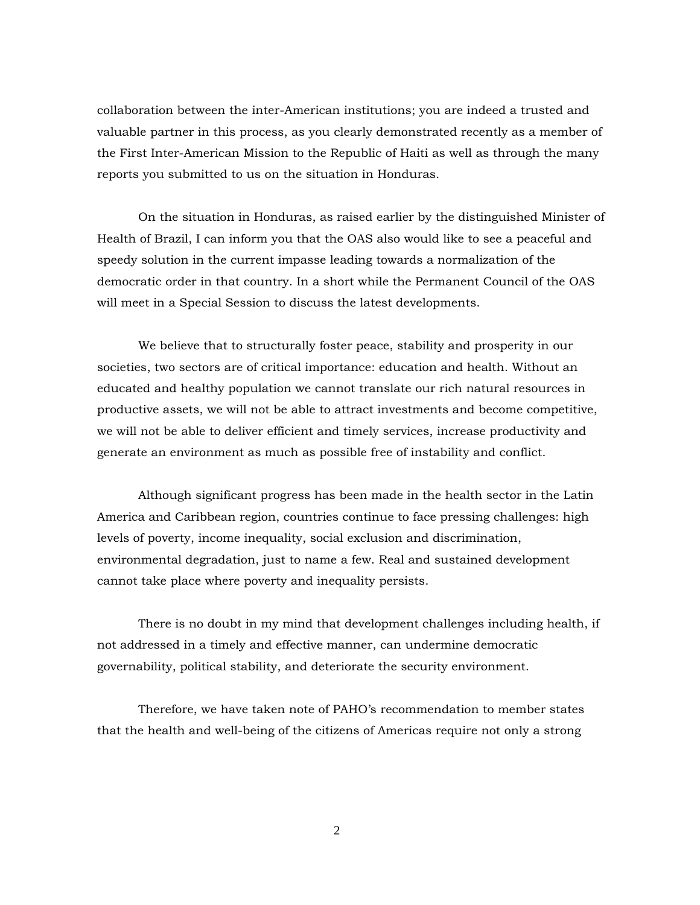collaboration between the inter-American institutions; you are indeed a trusted and valuable partner in this process, as you clearly demonstrated recently as a member of the First Inter-American Mission to the Republic of Haiti as well as through the many reports you submitted to us on the situation in Honduras.

On the situation in Honduras, as raised earlier by the distinguished Minister of Health of Brazil, I can inform you that the OAS also would like to see a peaceful and speedy solution in the current impasse leading towards a normalization of the democratic order in that country. In a short while the Permanent Council of the OAS will meet in a Special Session to discuss the latest developments.

We believe that to structurally foster peace, stability and prosperity in our societies, two sectors are of critical importance: education and health. Without an educated and healthy population we cannot translate our rich natural resources in productive assets, we will not be able to attract investments and become competitive, we will not be able to deliver efficient and timely services, increase productivity and generate an environment as much as possible free of instability and conflict.

Although significant progress has been made in the health sector in the Latin America and Caribbean region, countries continue to face pressing challenges: high levels of poverty, income inequality, social exclusion and discrimination, environmental degradation, just to name a few. Real and sustained development cannot take place where poverty and inequality persists.

There is no doubt in my mind that development challenges including health, if not addressed in a timely and effective manner, can undermine democratic governability, political stability, and deteriorate the security environment.

Therefore, we have taken note of PAHO's recommendation to member states that the health and well-being of the citizens of Americas require not only a strong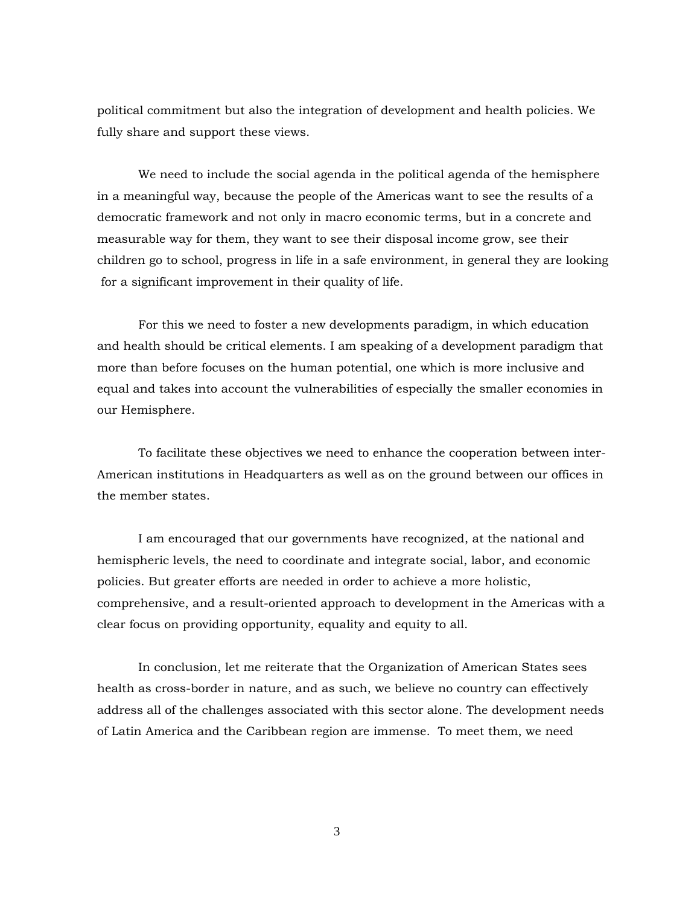political commitment but also the integration of development and health policies. We fully share and support these views.

We need to include the social agenda in the political agenda of the hemisphere in a meaningful way, because the people of the Americas want to see the results of a democratic framework and not only in macro economic terms, but in a concrete and measurable way for them, they want to see their disposal income grow, see their children go to school, progress in life in a safe environment, in general they are looking for a significant improvement in their quality of life.

For this we need to foster a new developments paradigm, in which education and health should be critical elements. I am speaking of a development paradigm that more than before focuses on the human potential, one which is more inclusive and equal and takes into account the vulnerabilities of especially the smaller economies in our Hemisphere.

To facilitate these objectives we need to enhance the cooperation between inter-American institutions in Headquarters as well as on the ground between our offices in the member states.

I am encouraged that our governments have recognized, at the national and hemispheric levels, the need to coordinate and integrate social, labor, and economic policies. But greater efforts are needed in order to achieve a more holistic, comprehensive, and a result-oriented approach to development in the Americas with a clear focus on providing opportunity, equality and equity to all.

In conclusion, let me reiterate that the Organization of American States sees health as cross-border in nature, and as such, we believe no country can effectively address all of the challenges associated with this sector alone. The development needs of Latin America and the Caribbean region are immense. To meet them, we need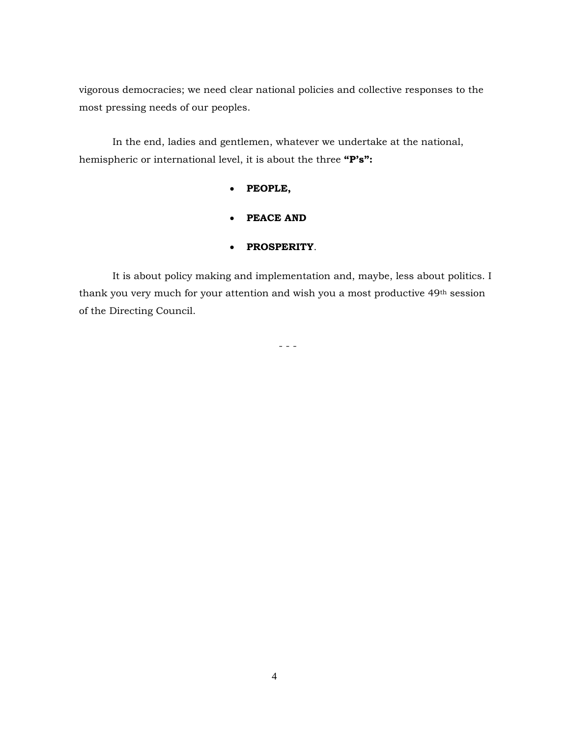vigorous democracies; we need clear national policies and collective responses to the most pressing needs of our peoples.

In the end, ladies and gentlemen, whatever we undertake at the national, hemispheric or international level, it is about the three **"P's":**

- **PEOPLE,**
- **PEACE AND**
- **PROSPERITY**.

It is about policy making and implementation and, maybe, less about politics. I thank you very much for your attention and wish you a most productive 49th session of the Directing Council.

- - -